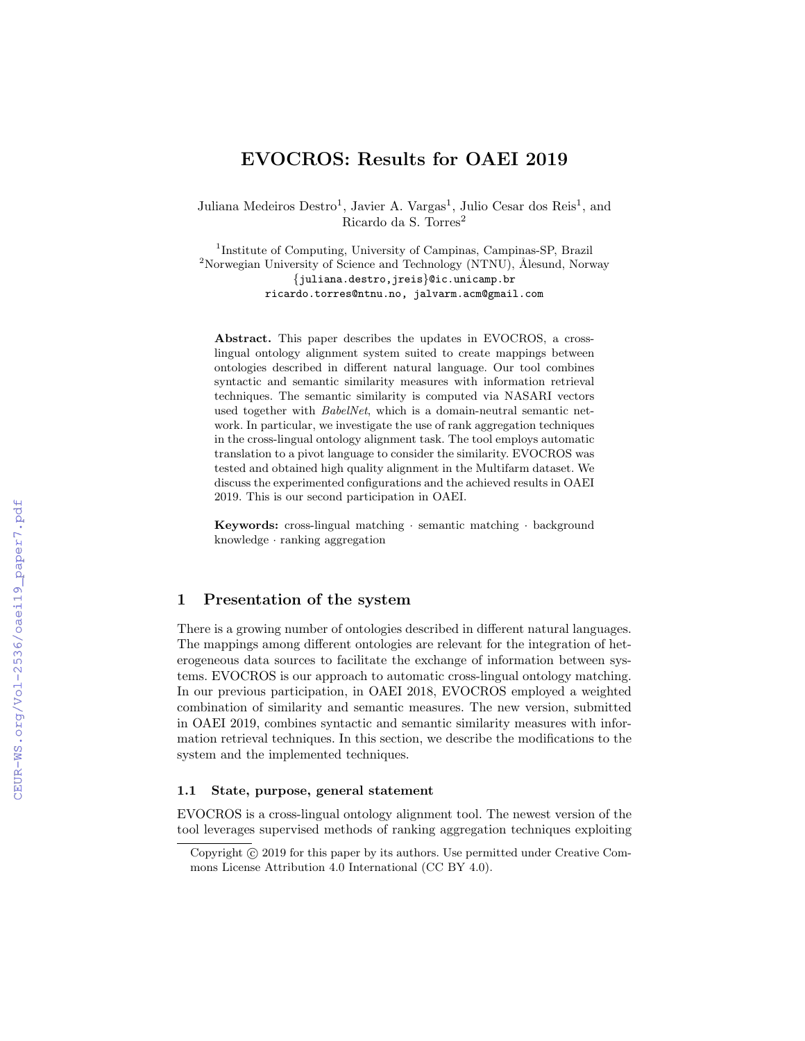# EVOCROS: Results for OAEI 2019

Juliana Medeiros Destro[1], Javier A. Vargas[1], Julio Cesar dos Reis[1], and Ricardo da S. Torres[2]

[1]Institute of Computing, University of Campinas, Campinas-SP, Brazil
[2]Norwegian University of Science and Technology (NTNU), Ålesund, Norway
{juliana.destro,jreis}@ic.unicamp.br
ricardo.torres@ntnu.no, jalvarm.acm@gmail.com

**Abstract.** This paper describes the updates in EVOCROS, a cross-lingual ontology alignment system suited to create mappings between ontologies described in different natural language. Our tool combines syntactic and semantic similarity measures with information retrieval techniques. The semantic similarity is computed via NASARI vectors used together with *BabelNet*, which is a domain-neutral semantic network. In particular, we investigate the use of rank aggregation techniques in the cross-lingual ontology alignment task. The tool employs automatic translation to a pivot language to consider the similarity. EVOCROS was tested and obtained high quality alignment in the Multifarm dataset. We discuss the experimented configurations and the achieved results in OAEI 2019. This is our second participation in OAEI.

**Keywords:** cross-lingual matching · semantic matching · background knowledge · ranking aggregation

## 1 Presentation of the system

There is a growing number of ontologies described in different natural languages. The mappings among different ontologies are relevant for the integration of heterogeneous data sources to facilitate the exchange of information between systems. EVOCROS is our approach to automatic cross-lingual ontology matching. In our previous participation, in OAEI 2018, EVOCROS employed a weighted combination of similarity and semantic measures. The new version, submitted in OAEI 2019, combines syntactic and semantic similarity measures with information retrieval techniques. In this section, we describe the modifications to the system and the implemented techniques.

### 1.1 State, purpose, general statement

EVOCROS is a cross-lingual ontology alignment tool. The newest version of the tool leverages supervised methods of ranking aggregation techniques exploiting

Copyright © 2019 for this paper by its authors. Use permitted under Creative Commons License Attribution 4.0 International (CC BY 4.0).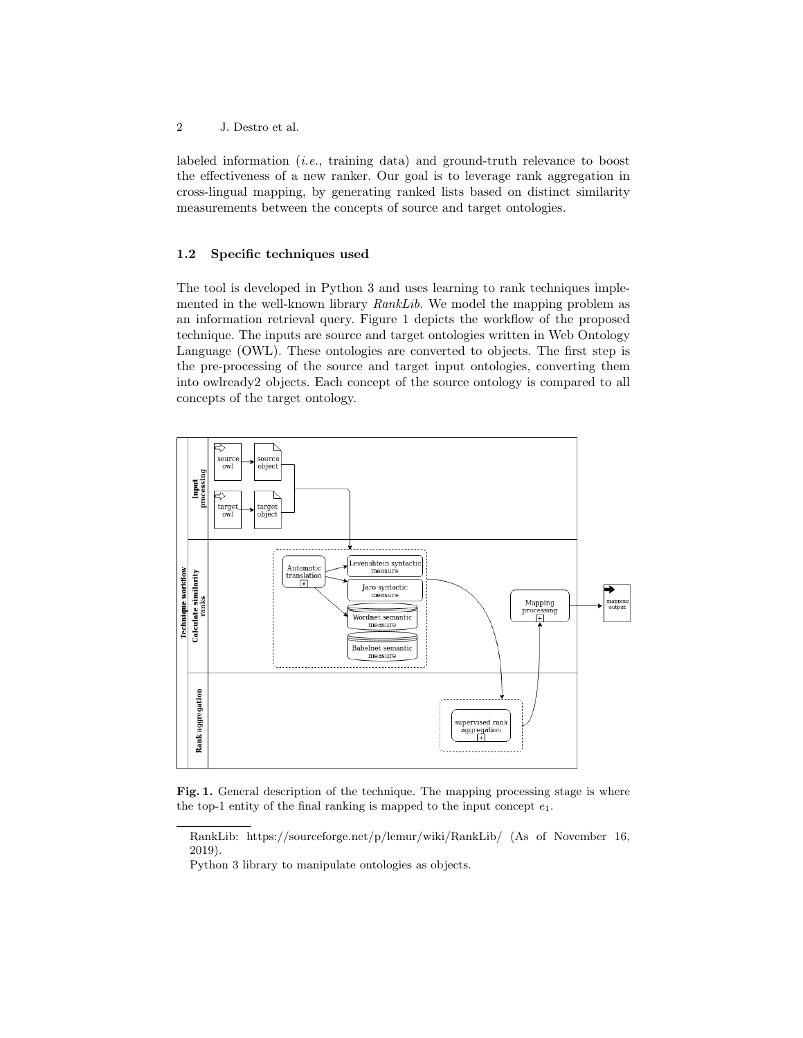labeled information (*i.e.*, training data) and ground-truth relevance to boost the effectiveness of a new ranker. Our goal is to leverage rank aggregation in cross-lingual mapping, by generating ranked lists based on distinct similarity measurements between the concepts of source and target ontologies.

### 1.2 Specific techniques used

The tool is developed in Python 3 and uses learning to rank techniques implemented in the well-known library *RankLib*. We model the mapping problem as an information retrieval query. Figure 1 depicts the workflow of the proposed technique. The inputs are source and target ontologies written in Web Ontology Language (OWL). These ontologies are converted to objects. The first step is the pre-processing of the source and target input ontologies, converting them into owlready2 objects. Each concept of the source ontology is compared to all concepts of the target ontology.

Technique workflow
Input processing
source owl
source object
target owl
target object
Calculate similarity ranks
Automatic translation
Levenshtein syntactic measure
Jaro syntactic measure
Wordnet semantic measure
Babelnet semantic measure
Mapping processing
mapping output
Rank aggregation
supervised rank aggregation

**Fig. 1.** General description of the technique. The mapping processing stage is where the top-1 entity of the final ranking is mapped to the input concept $e_1$.

RankLib: https://sourceforge.net/p/lemur/wiki/RankLib/ (As of November 16, 2019).

Python 3 library to manipulate ontologies as objects.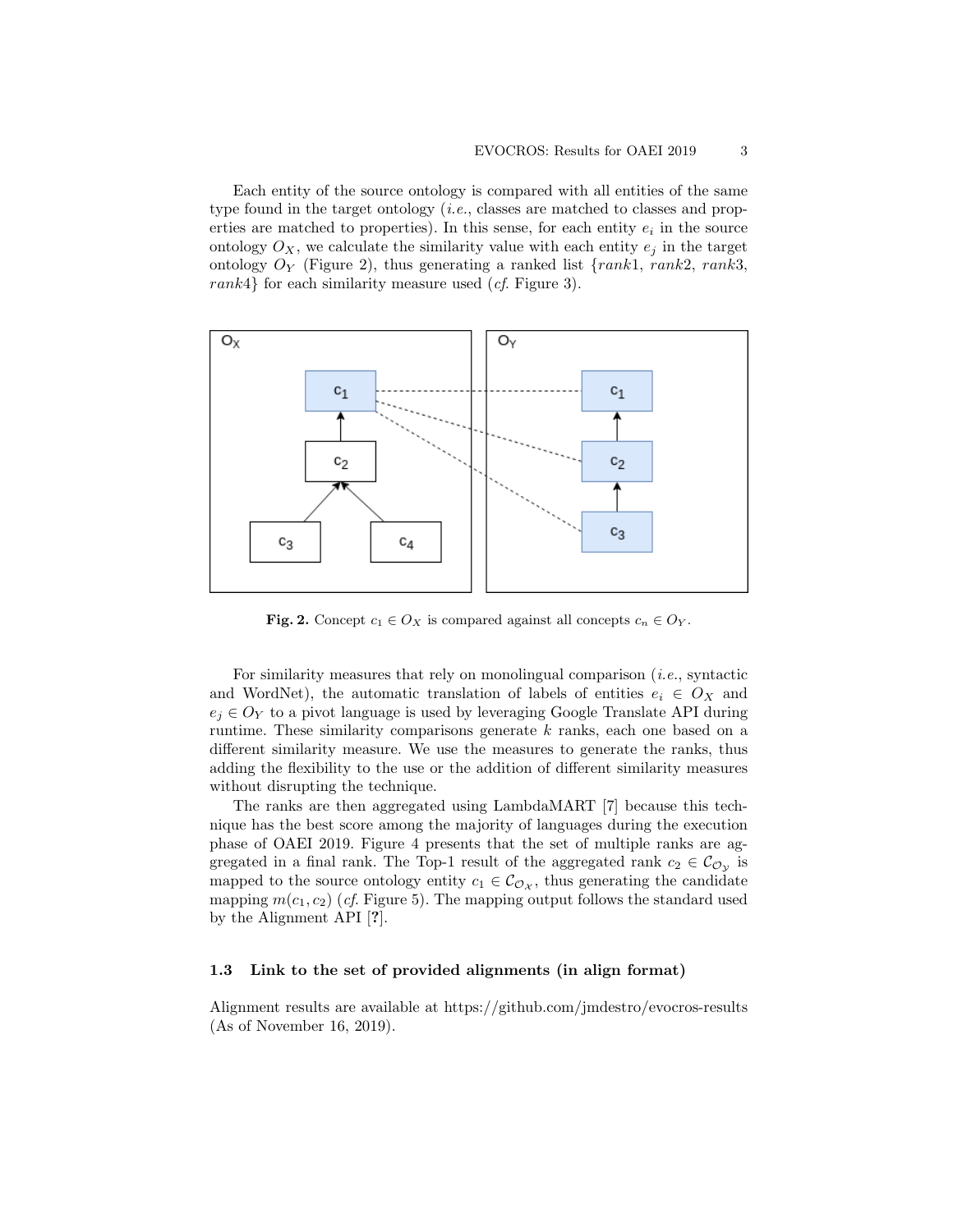Each entity of the source ontology is compared with all entities of the same type found in the target ontology (*i.e.*, classes are matched to classes and properties are matched to properties). In this sense, for each entity $e_i$ in the source ontology $O_X$, we calculate the similarity value with each entity $e_j$ in the target ontology $O_Y$ (Figure 2), thus generating a ranked list $\{rank1, rank2, rank3, rank4\}$ for each similarity measure used (*cf.* Figure 3).

$O_X$
$c_1$
$c_2$
$c_3$
$c_4$
$O_Y$
$c_1$
$c_2$
$c_3$

**Fig. 2.** Concept $c_1 \in O_X$ is compared against all concepts $c_n \in O_Y$.

For similarity measures that rely on monolingual comparison (*i.e.*, syntactic and WordNet), the automatic translation of labels of entities $e_i \in O_X$ and $e_j \in O_Y$ to a pivot language is used by leveraging Google Translate API during runtime. These similarity comparisons generate $k$ ranks, each one based on a different similarity measure. We use the measures to generate the ranks, thus adding the flexibility to the use or the addition of different similarity measures without disrupting the technique.

The ranks are then aggregated using LambdaMART [7] because this technique has the best score among the majority of languages during the execution phase of OAEI 2019. Figure 4 presents that the set of multiple ranks are aggregated in a final rank. The Top-1 result of the aggregated rank $c_2 \in \mathcal{C}_{\mathcal{O}_{\mathcal{Y}}}$ is mapped to the source ontology entity $c_1 \in \mathcal{C}_{\mathcal{O}_{\mathcal{X}}}$, thus generating the candidate mapping $m(c_1, c_2)$ (*cf.* Figure 5). The mapping output follows the standard used by the Alignment API [**?**].

### 1.3 Link to the set of provided alignments (in align format)

Alignment results are available at https://github.com/jmdestro/evocros-results (As of November 16, 2019).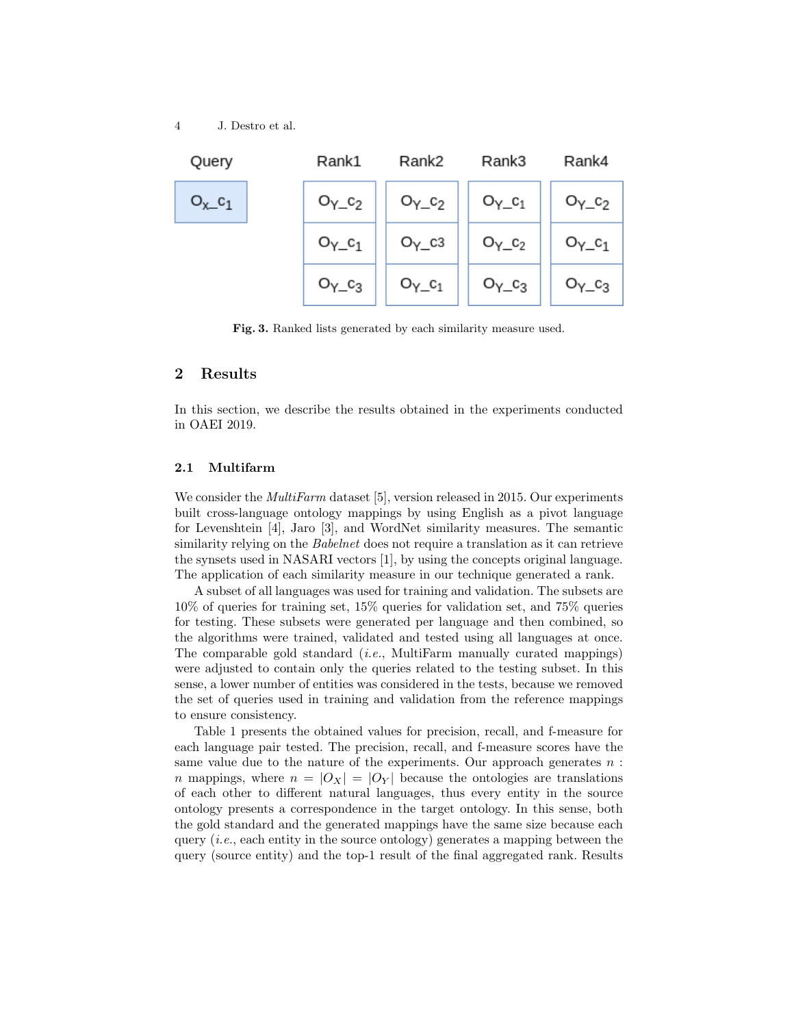| Query | Rank1 | Rank2 | Rank3 | Rank4 |
|---|---|---|---|---|
| $O_X\_c_1$ | $O_Y\_c_2$ | $O_Y\_c_2$ | $O_Y\_c_1$ | $O_Y\_c_2$ |
| | $O_Y\_c_1$ | $O_Y\_c_3$ | $O_Y\_c_2$ | $O_Y\_c_1$ |
| | $O_Y\_c_3$ | $O_Y\_c_1$ | $O_Y\_c_3$ | $O_Y\_c_3$ |

**Fig. 3.** Ranked lists generated by each similarity measure used.

## 2 Results

In this section, we describe the results obtained in the experiments conducted in OAEI 2019.

### 2.1 Multifarm

We consider the *MultiFarm* dataset [5], version released in 2015. Our experiments built cross-language ontology mappings by using English as a pivot language for Levenshtein [4], Jaro [3], and WordNet similarity measures. The semantic similarity relying on the *Babelnet* does not require a translation as it can retrieve the synsets used in NASARI vectors [1], by using the concepts original language. The application of each similarity measure in our technique generated a rank.

A subset of all languages was used for training and validation. The subsets are 10% of queries for training set, 15% queries for validation set, and 75% queries for testing. These subsets were generated per language and then combined, so the algorithms were trained, validated and tested using all languages at once. The comparable gold standard (*i.e.*, MultiFarm manually curated mappings) were adjusted to contain only the queries related to the testing subset. In this sense, a lower number of entities was considered in the tests, because we removed the set of queries used in training and validation from the reference mappings to ensure consistency.

Table 1 presents the obtained values for precision, recall, and f-measure for each language pair tested. The precision, recall, and f-measure scores have the same value due to the nature of the experiments. Our approach generates $n : n$ mappings, where $n = |O_X| = |O_Y|$ because the ontologies are translations of each other to different natural languages, thus every entity in the source ontology presents a correspondence in the target ontology. In this sense, both the gold standard and the generated mappings have the same size because each query (*i.e.*, each entity in the source ontology) generates a mapping between the query (source entity) and the top-1 result of the final aggregated rank. Results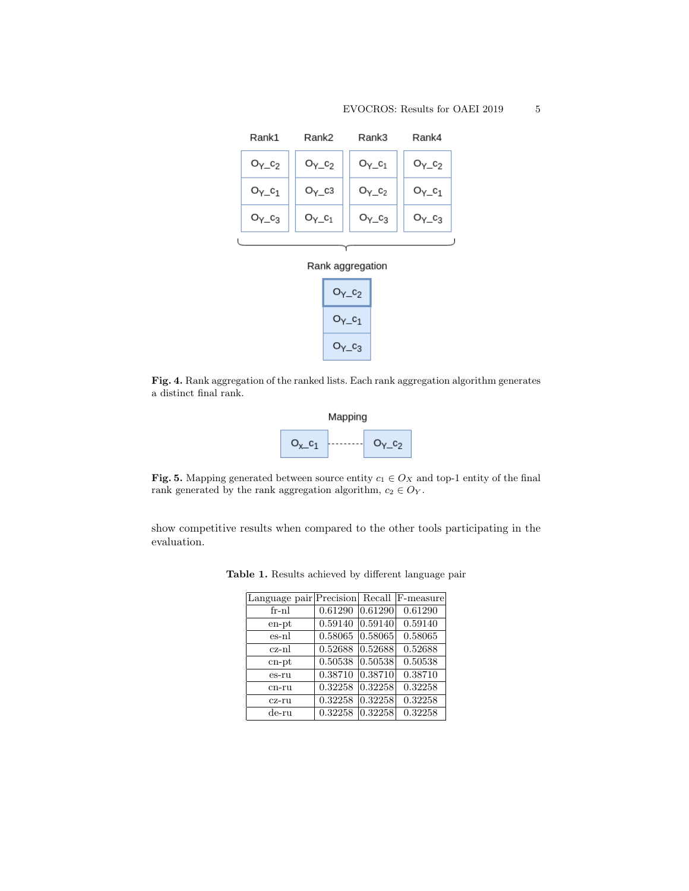Rank1

Rank2

Rank3

Rank4

$O_Y\_c_2$ $O_Y\_c_2$ $O_Y\_c_1$ $O_Y\_c_2$

$O_Y\_c_1$ $O_Y\_c3$ $O_Y\_c_2$ $O_Y\_c_1$

$O_Y\_c_3$ $O_Y\_c_1$ $O_Y\_c_3$ $O_Y\_c_3$

Rank aggregation

$O_Y\_c_2$

$O_Y\_c_1$

$O_Y\_c_3$

**Fig. 4.** Rank aggregation of the ranked lists. Each rank aggregation algorithm generates a distinct final rank.

Mapping

$O_x\_c_1$ $O_Y\_c_2$

**Fig. 5.** Mapping generated between source entity $c_1 \in O_X$ and top-1 entity of the final rank generated by the rank aggregation algorithm, $c_2 \in O_Y$.

show competitive results when compared to the other tools participating in the evaluation.

**Table 1.** Results achieved by different language pair

| Language pair | Precision | Recall | F-measure |
|---|---|---|---|
| fr-nl | 0.61290 | 0.61290 | 0.61290 |
| en-pt | 0.59140 | 0.59140 | 0.59140 |
| es-nl | 0.58065 | 0.58065 | 0.58065 |
| cz-nl | 0.52688 | 0.52688 | 0.52688 |
| cn-pt | 0.50538 | 0.50538 | 0.50538 |
| es-ru | 0.38710 | 0.38710 | 0.38710 |
| cn-ru | 0.32258 | 0.32258 | 0.32258 |
| cz-ru | 0.32258 | 0.32258 | 0.32258 |
| de-ru | 0.32258 | 0.32258 | 0.32258 |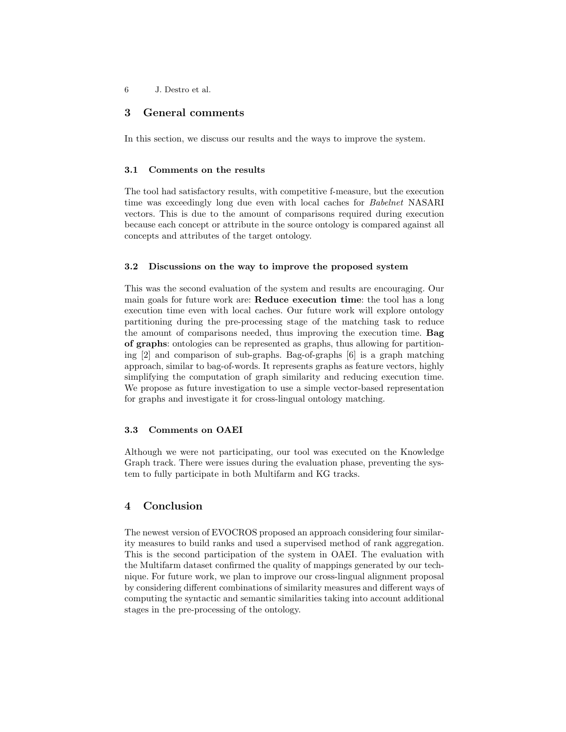## 3 General comments

In this section, we discuss our results and the ways to improve the system.

### 3.1 Comments on the results

The tool had satisfactory results, with competitive f-measure, but the execution time was exceedingly long due even with local caches for *Babelnet* NASARI vectors. This is due to the amount of comparisons required during execution because each concept or attribute in the source ontology is compared against all concepts and attributes of the target ontology.

### 3.2 Discussions on the way to improve the proposed system

This was the second evaluation of the system and results are encouraging. Our main goals for future work are: **Reduce execution time**: the tool has a long execution time even with local caches. Our future work will explore ontology partitioning during the pre-processing stage of the matching task to reduce the amount of comparisons needed, thus improving the execution time. **Bag of graphs**: ontologies can be represented as graphs, thus allowing for partitioning [2] and comparison of sub-graphs. Bag-of-graphs [6] is a graph matching approach, similar to bag-of-words. It represents graphs as feature vectors, highly simplifying the computation of graph similarity and reducing execution time. We propose as future investigation to use a simple vector-based representation for graphs and investigate it for cross-lingual ontology matching.

### 3.3 Comments on OAEI

Although we were not participating, our tool was executed on the Knowledge Graph track. There were issues during the evaluation phase, preventing the system to fully participate in both Multifarm and KG tracks.

## 4 Conclusion

The newest version of EVOCROS proposed an approach considering four similarity measures to build ranks and used a supervised method of rank aggregation. This is the second participation of the system in OAEI. The evaluation with the Multifarm dataset confirmed the quality of mappings generated by our technique. For future work, we plan to improve our cross-lingual alignment proposal by considering different combinations of similarity measures and different ways of computing the syntactic and semantic similarities taking into account additional stages in the pre-processing of the ontology.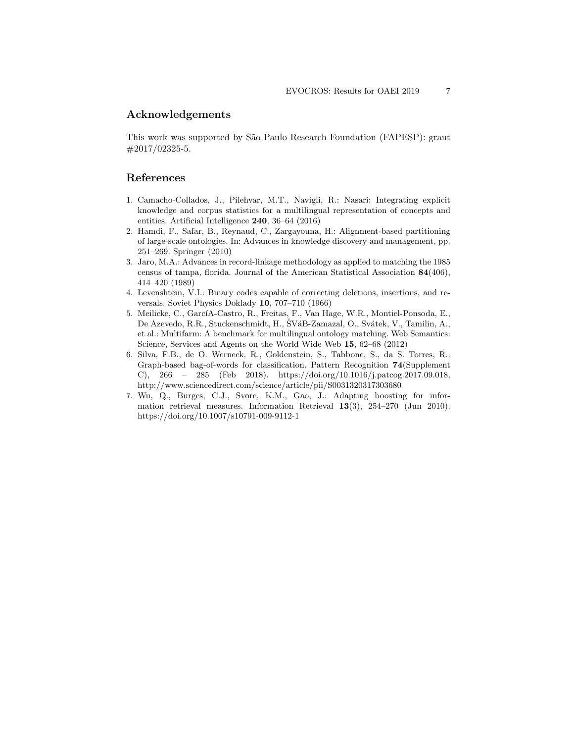## Acknowledgements

This work was supported by São Paulo Research Foundation (FAPESP): grant #2017/02325-5.

## References

1. Camacho-Collados, J., Pilehvar, M.T., Navigli, R.: Nasari: Integrating explicit knowledge and corpus statistics for a multilingual representation of concepts and entities. Artificial Intelligence **240**, 36–64 (2016)
2. Hamdi, F., Safar, B., Reynaud, C., Zargayouna, H.: Alignment-based partitioning of large-scale ontologies. In: Advances in knowledge discovery and management, pp. 251–269. Springer (2010)
3. Jaro, M.A.: Advances in record-linkage methodology as applied to matching the 1985 census of tampa, florida. Journal of the American Statistical Association **84**(406), 414–420 (1989)
4. Levenshtein, V.I.: Binary codes capable of correcting deletions, insertions, and reversals. Soviet Physics Doklady **10**, 707–710 (1966)
5. Meilicke, C., GarcíA-Castro, R., Freitas, F., Van Hage, W.R., Montiel-Ponsoda, E., De Azevedo, R.R., Stuckenschmidt, H., ŠVáB-Zamazal, O., Svátek, V., Tamilin, A., et al.: Multifarm: A benchmark for multilingual ontology matching. Web Semantics: Science, Services and Agents on the World Wide Web **15**, 62–68 (2012)
6. Silva, F.B., de O. Werneck, R., Goldenstein, S., Tabbone, S., da S. Torres, R.: Graph-based bag-of-words for classification. Pattern Recognition **74**(Supplement C), 266 – 285 (Feb 2018). https://doi.org/10.1016/j.patcog.2017.09.018, http://www.sciencedirect.com/science/article/pii/S0031320317303680
7. Wu, Q., Burges, C.J., Svore, K.M., Gao, J.: Adapting boosting for information retrieval measures. Information Retrieval **13**(3), 254–270 (Jun 2010). https://doi.org/10.1007/s10791-009-9112-1